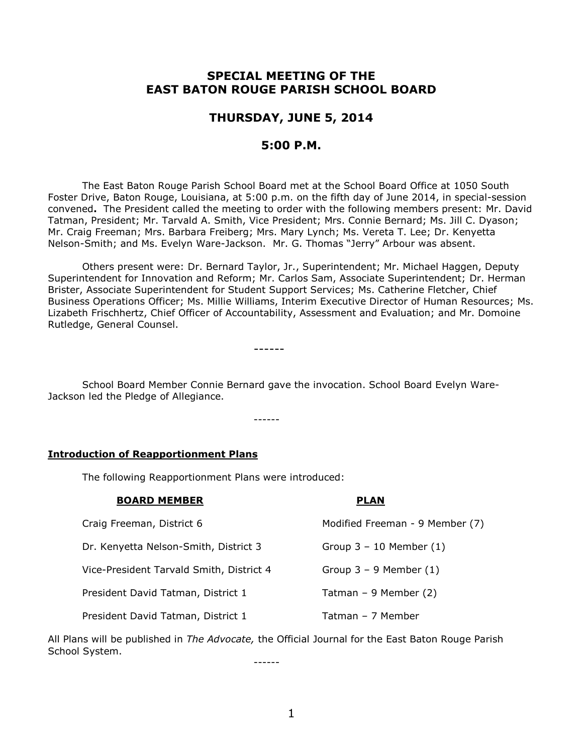# SPECIAL MEETING OF THE EAST BATON ROUGE PARISH SCHOOL BOARD

## THURSDAY, JUNE 5, 2014

## 5:00 P.M.

The East Baton Rouge Parish School Board met at the School Board Office at 1050 South Foster Drive, Baton Rouge, Louisiana, at 5:00 p.m. on the fifth day of June 2014, in special-session convened**.** The President called the meeting to order with the following members present: Mr. David Tatman, President; Mr. Tarvald A. Smith, Vice President; Mrs. Connie Bernard; Ms. Jill C. Dyason; Mr. Craig Freeman; Mrs. Barbara Freiberg; Mrs. Mary Lynch; Ms. Vereta T. Lee; Dr. Kenyetta Nelson-Smith; and Ms. Evelyn Ware-Jackson. Mr. G. Thomas "Jerry" Arbour was absent.

Others present were: Dr. Bernard Taylor, Jr., Superintendent; Mr. Michael Haggen, Deputy Superintendent for Innovation and Reform; Mr. Carlos Sam, Associate Superintendent; Dr. Herman Brister, Associate Superintendent for Student Support Services; Ms. Catherine Fletcher, Chief Business Operations Officer; Ms. Millie Williams, Interim Executive Director of Human Resources; Ms. Lizabeth Frischhertz, Chief Officer of Accountability, Assessment and Evaluation; and Mr. Domoine Rutledge, General Counsel.

------

School Board Member Connie Bernard gave the invocation. School Board Evelyn Ware-Jackson led the Pledge of Allegiance.

------

**Introduction of Reapportionment Plans**

The following Reapportionment Plans were introduced:

| BOARD MEMBER | PLAN |
|---|---|
| Craig Freeman, District 6 | Modified Freeman - 9 Member (7) |
| Dr. Kenyetta Nelson-Smith, District 3 | Group 3 – 10 Member (1) |
| Vice-President Tarvald Smith, District 4 | Group 3 – 9 Member (1) |
| President David Tatman, District 1 | Tatman – 9 Member (2) |
| President David Tatman, District 1 | Tatman – 7 Member |

All Plans will be published in *The Advocate,* the Official Journal for the East Baton Rouge Parish School System.

------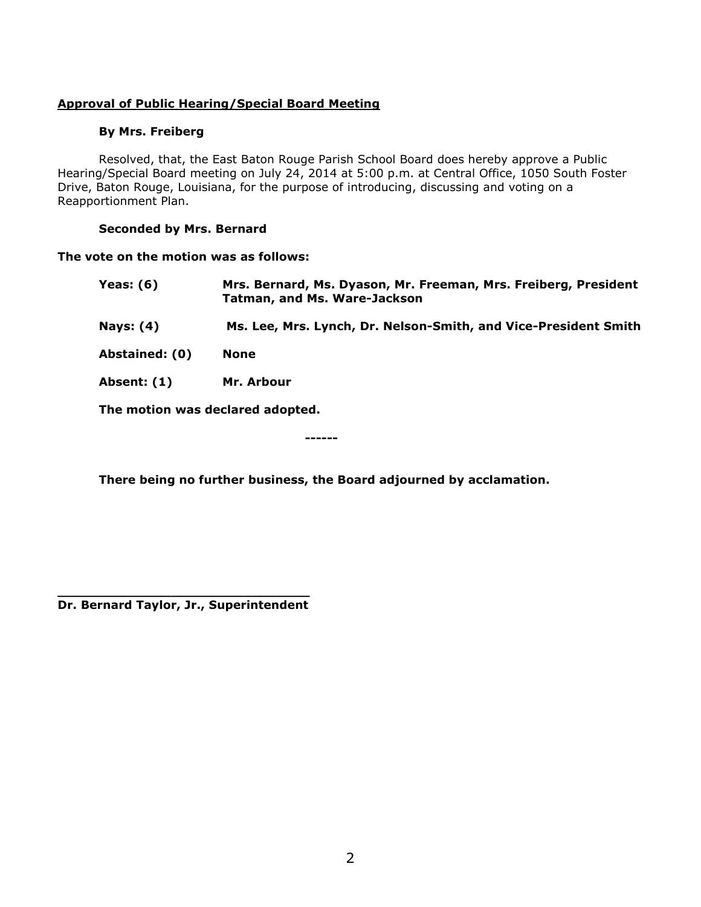**Approval of Public Hearing/Special Board Meeting**

**By Mrs. Freiberg**

Resolved, that, the East Baton Rouge Parish School Board does hereby approve a Public Hearing/Special Board meeting on July 24, 2014 at 5:00 p.m. at Central Office, 1050 South Foster Drive, Baton Rouge, Louisiana, for the purpose of introducing, discussing and voting on a Reapportionment Plan.

**Seconded by Mrs. Bernard**

**The vote on the motion was as follows:**

| | |
|---|---|
| **Yeas: (6)** | **Mrs. Bernard, Ms. Dyason, Mr. Freeman, Mrs. Freiberg, President Tatman, and Ms. Ware-Jackson** |
| **Nays: (4)** | **Ms. Lee, Mrs. Lynch, Dr. Nelson-Smith, and Vice-President Smith** |
| **Abstained: (0)** | **None** |
| **Absent: (1)** | **Mr. Arbour** |

**The motion was declared adopted.**

------

**There being no further business, the Board adjourned by acclamation.**

________________________________

**Dr. Bernard Taylor, Jr., Superintendent**